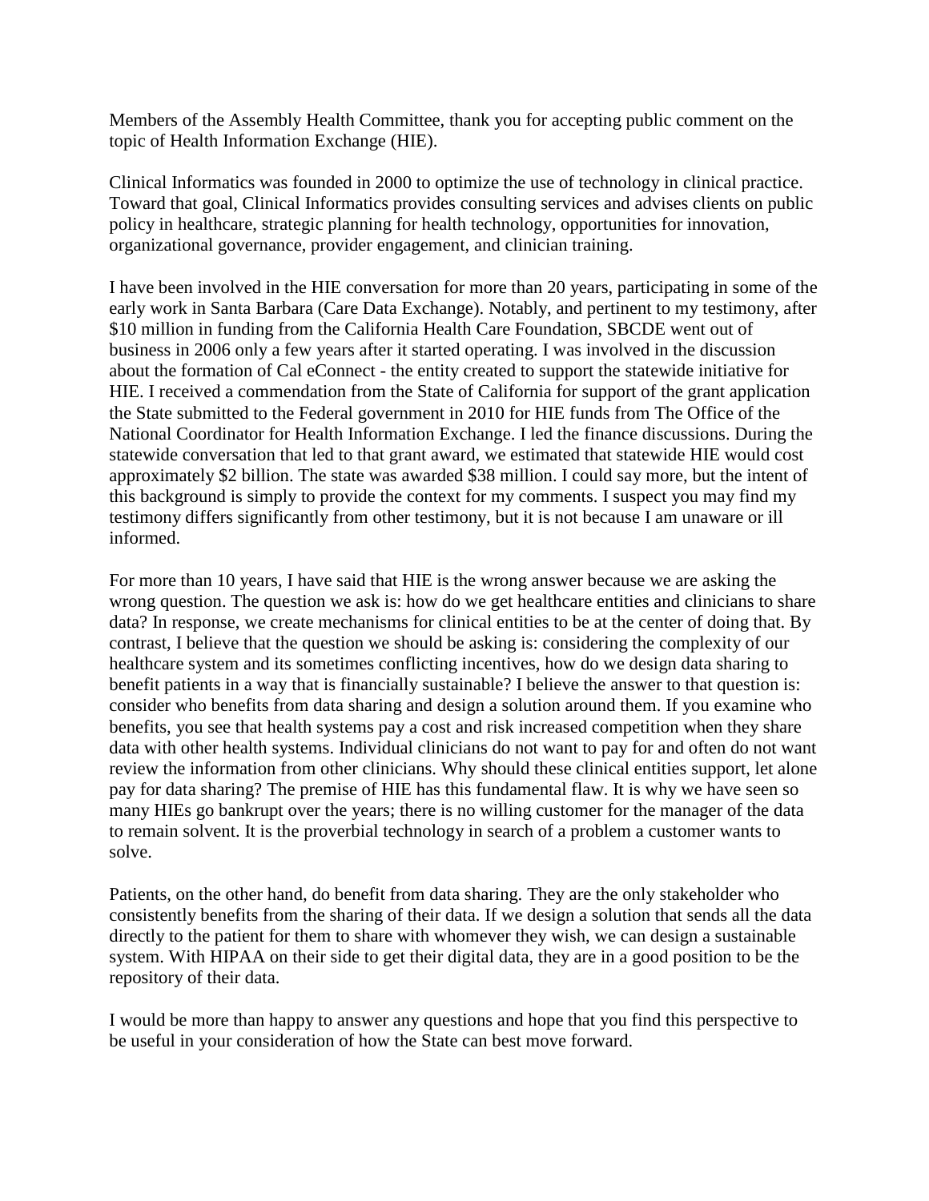Members of the Assembly Health Committee, thank you for accepting public comment on the topic of Health Information Exchange (HIE).

Clinical Informatics was founded in 2000 to optimize the use of technology in clinical practice. Toward that goal, Clinical Informatics provides consulting services and advises clients on public policy in healthcare, strategic planning for health technology, opportunities for innovation, organizational governance, provider engagement, and clinician training.

I have been involved in the HIE conversation for more than 20 years, participating in some of the early work in Santa Barbara (Care Data Exchange). Notably, and pertinent to my testimony, after $10 million in funding from the California Health Care Foundation, SBCDE went out of business in 2006 only a few years after it started operating. I was involved in the discussion about the formation of Cal eConnect - the entity created to support the statewide initiative for HIE. I received a commendation from the State of California for support of the grant application the State submitted to the Federal government in 2010 for HIE funds from The Office of the National Coordinator for Health Information Exchange. I led the finance discussions. During the statewide conversation that led to that grant award, we estimated that statewide HIE would cost approximately $2 billion. The state was awarded $38 million. I could say more, but the intent of this background is simply to provide the context for my comments. I suspect you may find my testimony differs significantly from other testimony, but it is not because I am unaware or ill informed.

For more than 10 years, I have said that HIE is the wrong answer because we are asking the wrong question. The question we ask is: how do we get healthcare entities and clinicians to share data? In response, we create mechanisms for clinical entities to be at the center of doing that. By contrast, I believe that the question we should be asking is: considering the complexity of our healthcare system and its sometimes conflicting incentives, how do we design data sharing to benefit patients in a way that is financially sustainable? I believe the answer to that question is: consider who benefits from data sharing and design a solution around them. If you examine who benefits, you see that health systems pay a cost and risk increased competition when they share data with other health systems. Individual clinicians do not want to pay for and often do not want review the information from other clinicians. Why should these clinical entities support, let alone pay for data sharing? The premise of HIE has this fundamental flaw. It is why we have seen so many HIEs go bankrupt over the years; there is no willing customer for the manager of the data to remain solvent. It is the proverbial technology in search of a problem a customer wants to solve.

Patients, on the other hand, do benefit from data sharing. They are the only stakeholder who consistently benefits from the sharing of their data. If we design a solution that sends all the data directly to the patient for them to share with whomever they wish, we can design a sustainable system. With HIPAA on their side to get their digital data, they are in a good position to be the repository of their data.

I would be more than happy to answer any questions and hope that you find this perspective to be useful in your consideration of how the State can best move forward.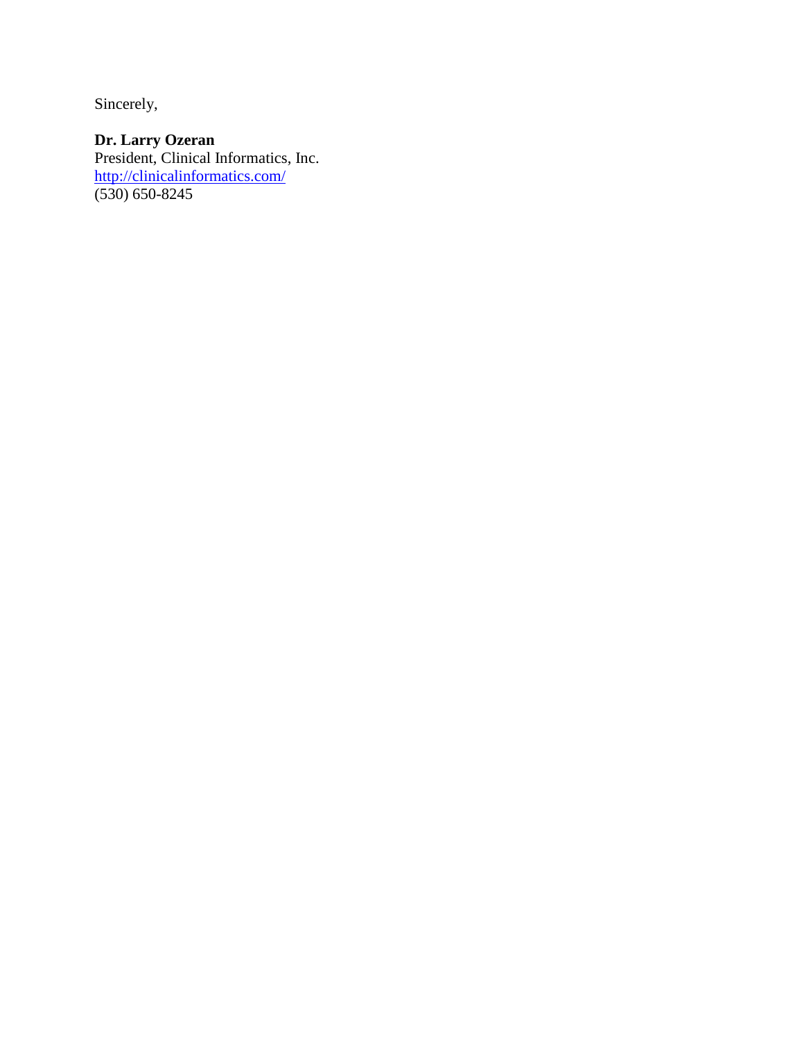Sincerely,

**Dr. Larry Ozeran**  
President, Clinical Informatics, Inc.  
http://clinicalinformatics.com/  
(530) 650-8245